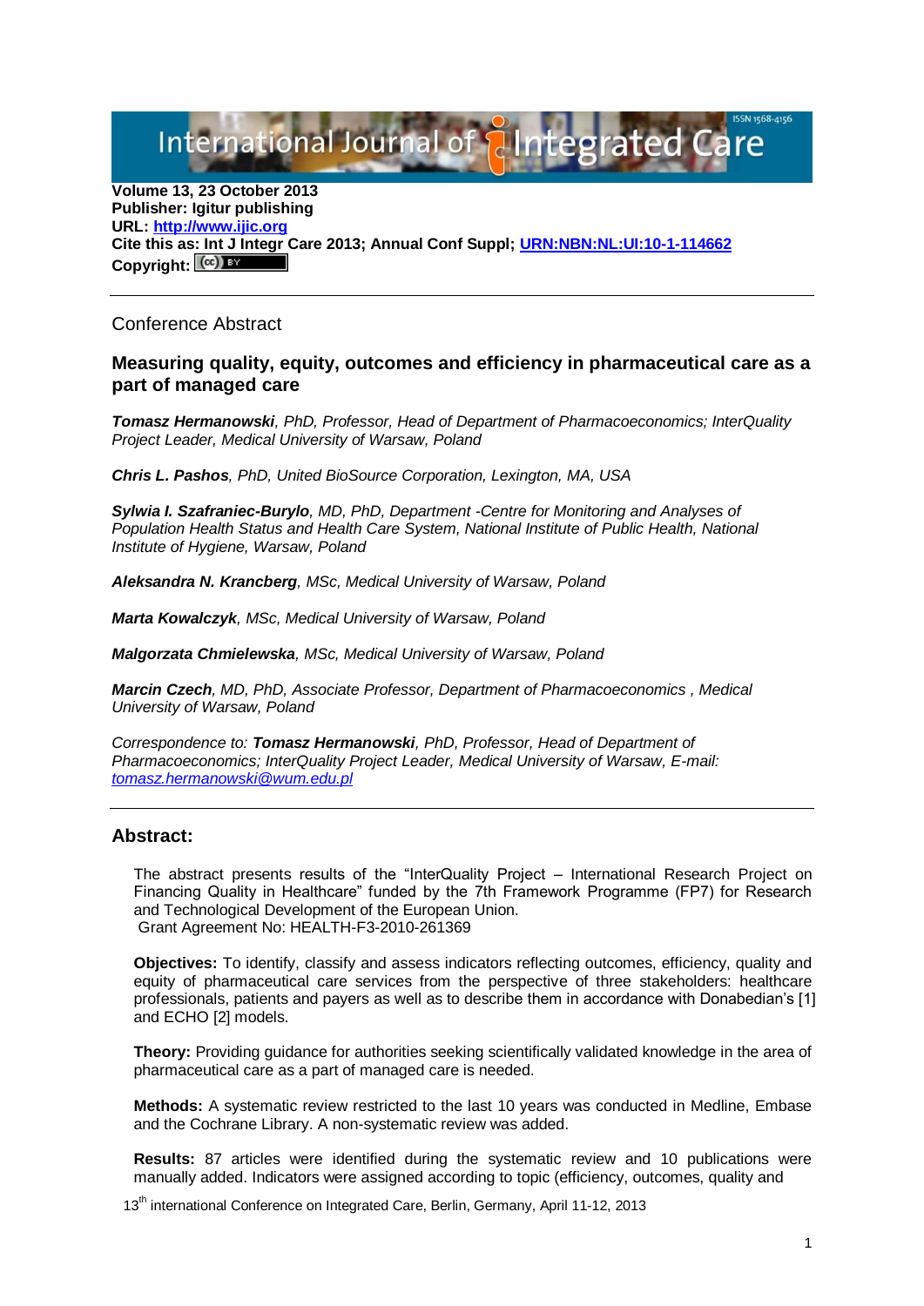**Volume 13, 23 October 2013**
**Publisher: Igitur publishing**
**URL: [http://www.ijic.org](http://www.ijic.org)**
**Cite this as: Int J Integr Care 2013; Annual Conf Suppl; [URN:NBN:NL:UI:10-1-114662](URN:NBN:NL:UI:10-1-114662)**
**Copyright:**

---

Conference Abstract

## Measuring quality, equity, outcomes and efficiency in pharmaceutical care as a part of managed care

***Tomasz Hermanowski****, PhD, Professor, Head of Department of Pharmacoeconomics; InterQuality Project Leader, Medical University of Warsaw, Poland*

***Chris L. Pashos****, PhD, United BioSource Corporation, Lexington, MA, USA*

***Sylwia I. Szafraniec-Burylo****, MD, PhD, Department -Centre for Monitoring and Analyses of Population Health Status and Health Care System, National Institute of Public Health, National Institute of Hygiene, Warsaw, Poland*

***Aleksandra N. Krancberg****, MSc, Medical University of Warsaw, Poland*

***Marta Kowalczyk****, MSc, Medical University of Warsaw, Poland*

***Malgorzata Chmielewska****, MSc, Medical University of Warsaw, Poland*

***Marcin Czech****, MD, PhD, Associate Professor, Department of Pharmacoeconomics , Medical University of Warsaw, Poland*

*Correspondence to:* ***Tomasz Hermanowski****, PhD, Professor, Head of Department of Pharmacoeconomics; InterQuality Project Leader, Medical University of Warsaw, E-mail: [tomasz.hermanowski@wum.edu.pl](mailto:tomasz.hermanowski@wum.edu.pl)*

---

### Abstract:

The abstract presents results of the "InterQuality Project – International Research Project on Financing Quality in Healthcare" funded by the 7th Framework Programme (FP7) for Research and Technological Development of the European Union.
Grant Agreement No: HEALTH-F3-2010-261369

**Objectives:** To identify, classify and assess indicators reflecting outcomes, efficiency, quality and equity of pharmaceutical care services from the perspective of three stakeholders: healthcare professionals, patients and payers as well as to describe them in accordance with Donabedian's [1] and ECHO [2] models.

**Theory:** Providing guidance for authorities seeking scientifically validated knowledge in the area of pharmaceutical care as a part of managed care is needed.

**Methods:** A systematic review restricted to the last 10 years was conducted in Medline, Embase and the Cochrane Library. A non-systematic review was added.

**Results:** 87 articles were identified during the systematic review and 10 publications were manually added. Indicators were assigned according to topic (efficiency, outcomes, quality and

13th international Conference on Integrated Care, Berlin, Germany, April 11-12, 2013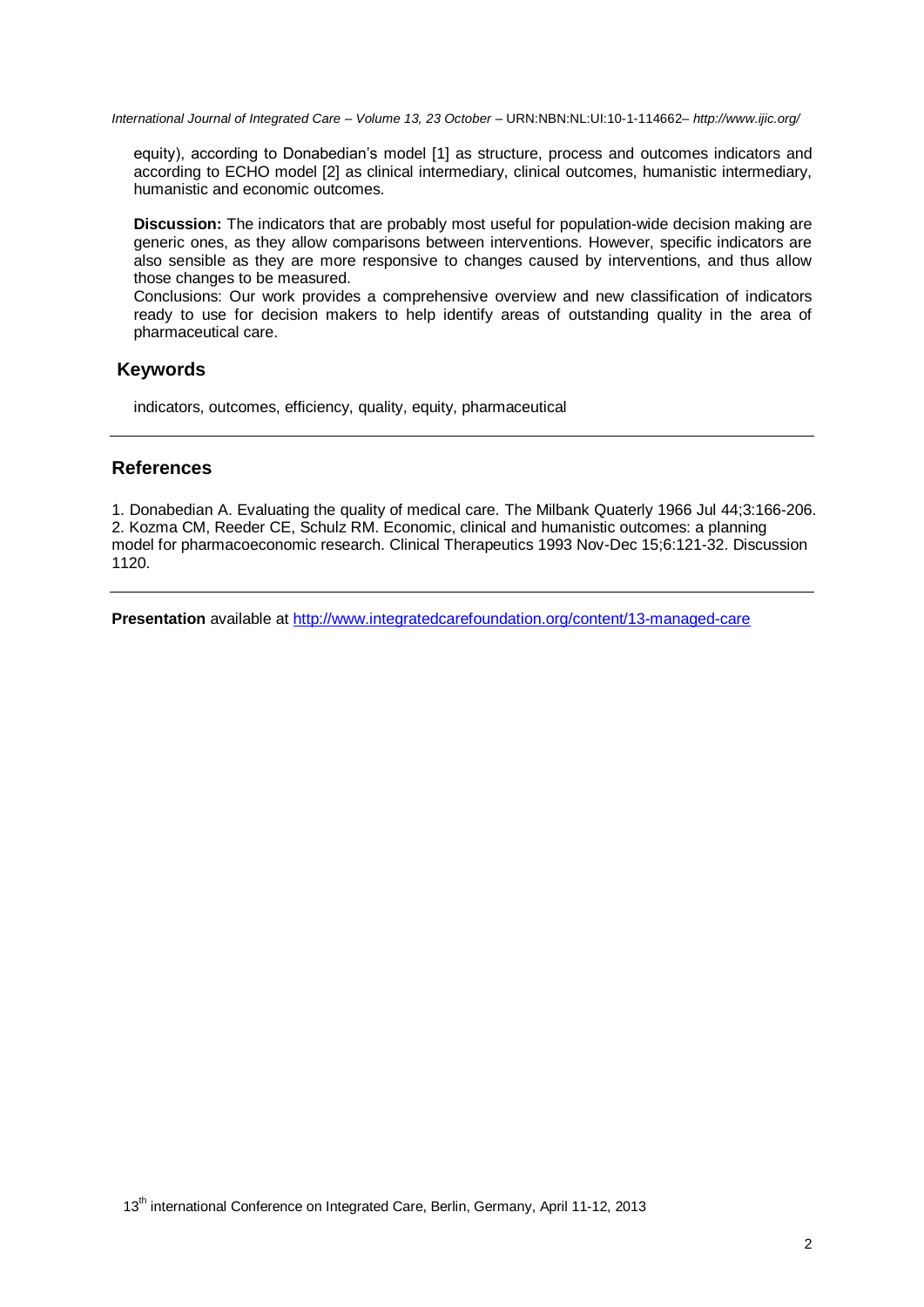equity), according to Donabedian's model [1] as structure, process and outcomes indicators and according to ECHO model [2] as clinical intermediary, clinical outcomes, humanistic intermediary, humanistic and economic outcomes.

**Discussion:** The indicators that are probably most useful for population-wide decision making are generic ones, as they allow comparisons between interventions. However, specific indicators are also sensible as they are more responsive to changes caused by interventions, and thus allow those changes to be measured.

Conclusions: Our work provides a comprehensive overview and new classification of indicators ready to use for decision makers to help identify areas of outstanding quality in the area of pharmaceutical care.

## Keywords

indicators, outcomes, efficiency, quality, equity, pharmaceutical

## References

1. Donabedian A. Evaluating the quality of medical care. The Milbank Quaterly 1966 Jul 44;3:166-206.
2. Kozma CM, Reeder CE, Schulz RM. Economic, clinical and humanistic outcomes: a planning model for pharmacoeconomic research. Clinical Therapeutics 1993 Nov-Dec 15;6:121-32. Discussion 1120.

**Presentation** available at http://www.integratedcarefoundation.org/content/13-managed-care

13th international Conference on Integrated Care, Berlin, Germany, April 11-12, 2013